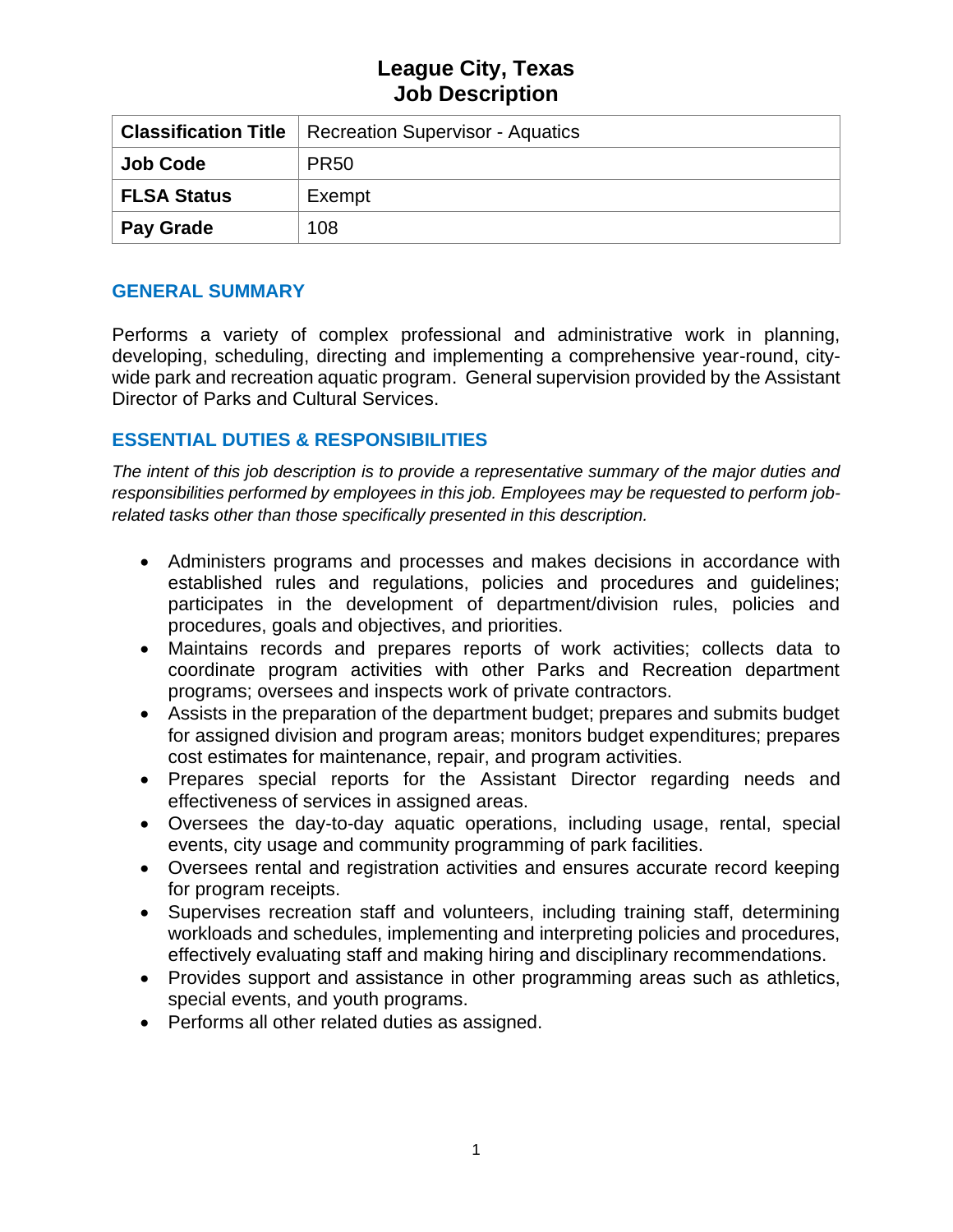# League City, Texas
# Job Description

| Classification Title | Recreation Supervisor - Aquatics |
|---|---|
| Job Code | PR50 |
| FLSA Status | Exempt |
| Pay Grade | 108 |

## GENERAL SUMMARY

Performs a variety of complex professional and administrative work in planning, developing, scheduling, directing and implementing a comprehensive year-round, city-wide park and recreation aquatic program. General supervision provided by the Assistant Director of Parks and Cultural Services.

## ESSENTIAL DUTIES & RESPONSIBILITIES

*The intent of this job description is to provide a representative summary of the major duties and responsibilities performed by employees in this job. Employees may be requested to perform job-related tasks other than those specifically presented in this description.*

- Administers programs and processes and makes decisions in accordance with established rules and regulations, policies and procedures and guidelines; participates in the development of department/division rules, policies and procedures, goals and objectives, and priorities.
- Maintains records and prepares reports of work activities; collects data to coordinate program activities with other Parks and Recreation department programs; oversees and inspects work of private contractors.
- Assists in the preparation of the department budget; prepares and submits budget for assigned division and program areas; monitors budget expenditures; prepares cost estimates for maintenance, repair, and program activities.
- Prepares special reports for the Assistant Director regarding needs and effectiveness of services in assigned areas.
- Oversees the day-to-day aquatic operations, including usage, rental, special events, city usage and community programming of park facilities.
- Oversees rental and registration activities and ensures accurate record keeping for program receipts.
- Supervises recreation staff and volunteers, including training staff, determining workloads and schedules, implementing and interpreting policies and procedures, effectively evaluating staff and making hiring and disciplinary recommendations.
- Provides support and assistance in other programming areas such as athletics, special events, and youth programs.
- Performs all other related duties as assigned.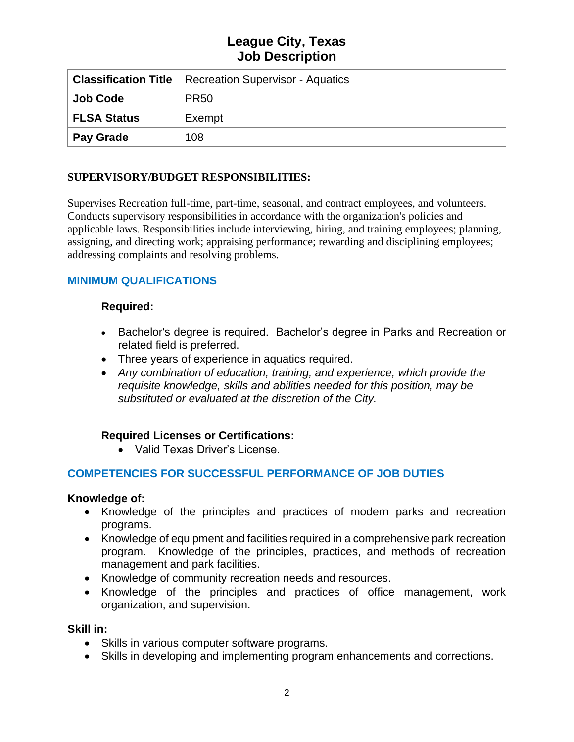# League City, Texas
# Job Description

| Classification Title | Recreation Supervisor - Aquatics |
|---|---|
| **Job Code** | PR50 |
| **FLSA Status** | Exempt |
| **Pay Grade** | 108 |

**SUPERVISORY/BUDGET RESPONSIBILITIES:**

Supervises Recreation full-time, part-time, seasonal, and contract employees, and volunteers. Conducts supervisory responsibilities in accordance with the organization's policies and applicable laws. Responsibilities include interviewing, hiring, and training employees; planning, assigning, and directing work; appraising performance; rewarding and disciplining employees; addressing complaints and resolving problems.

## MINIMUM QUALIFICATIONS

**Required:**

- Bachelor's degree is required. Bachelor's degree in Parks and Recreation or related field is preferred.
- Three years of experience in aquatics required.
- *Any combination of education, training, and experience, which provide the requisite knowledge, skills and abilities needed for this position, may be substituted or evaluated at the discretion of the City.*

**Required Licenses or Certifications:**

- Valid Texas Driver's License.

## COMPETENCIES FOR SUCCESSFUL PERFORMANCE OF JOB DUTIES

**Knowledge of:**

- Knowledge of the principles and practices of modern parks and recreation programs.
- Knowledge of equipment and facilities required in a comprehensive park recreation program. Knowledge of the principles, practices, and methods of recreation management and park facilities.
- Knowledge of community recreation needs and resources.
- Knowledge of the principles and practices of office management, work organization, and supervision.

**Skill in:**

- Skills in various computer software programs.
- Skills in developing and implementing program enhancements and corrections.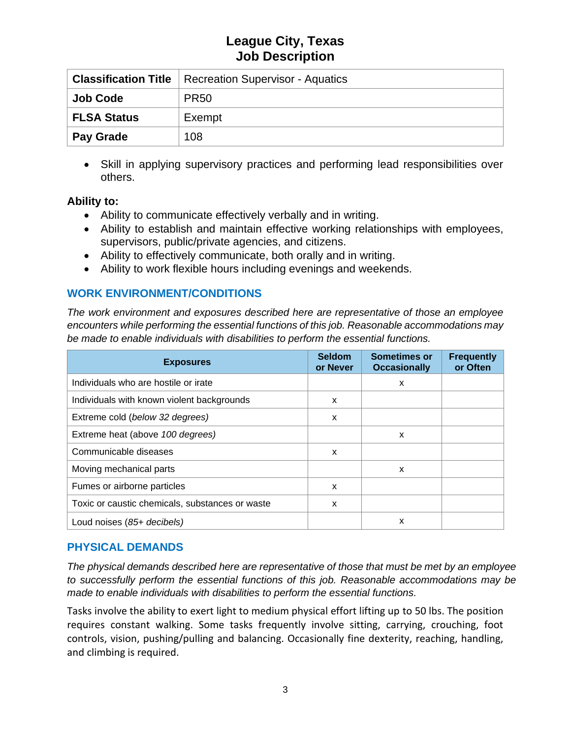# League City, Texas
# Job Description

| Classification Title | Recreation Supervisor - Aquatics |
|---|---|
| Job Code | PR50 |
| FLSA Status | Exempt |
| Pay Grade | 108 |

- Skill in applying supervisory practices and performing lead responsibilities over others.

**Ability to:**

- Ability to communicate effectively verbally and in writing.
- Ability to establish and maintain effective working relationships with employees, supervisors, public/private agencies, and citizens.
- Ability to effectively communicate, both orally and in writing.
- Ability to work flexible hours including evenings and weekends.

## WORK ENVIRONMENT/CONDITIONS

*The work environment and exposures described here are representative of those an employee encounters while performing the essential functions of this job. Reasonable accommodations may be made to enable individuals with disabilities to perform the essential functions.*

| Exposures | Seldom or Never | Sometimes or Occasionally | Frequently or Often |
|---|---|---|---|
| Individuals who are hostile or irate | | x | |
| Individuals with known violent backgrounds | x | | |
| Extreme cold (*below 32 degrees)* | x | | |
| Extreme heat (above *100 degrees)* | | x | |
| Communicable diseases | x | | |
| Moving mechanical parts | | x | |
| Fumes or airborne particles | x | | |
| Toxic or caustic chemicals, substances or waste | x | | |
| Loud noises (*85+ decibels)* | | x | |

## PHYSICAL DEMANDS

*The physical demands described here are representative of those that must be met by an employee to successfully perform the essential functions of this job. Reasonable accommodations may be made to enable individuals with disabilities to perform the essential functions.*

Tasks involve the ability to exert light to medium physical effort lifting up to 50 lbs. The position requires constant walking. Some tasks frequently involve sitting, carrying, crouching, foot controls, vision, pushing/pulling and balancing. Occasionally fine dexterity, reaching, handling, and climbing is required.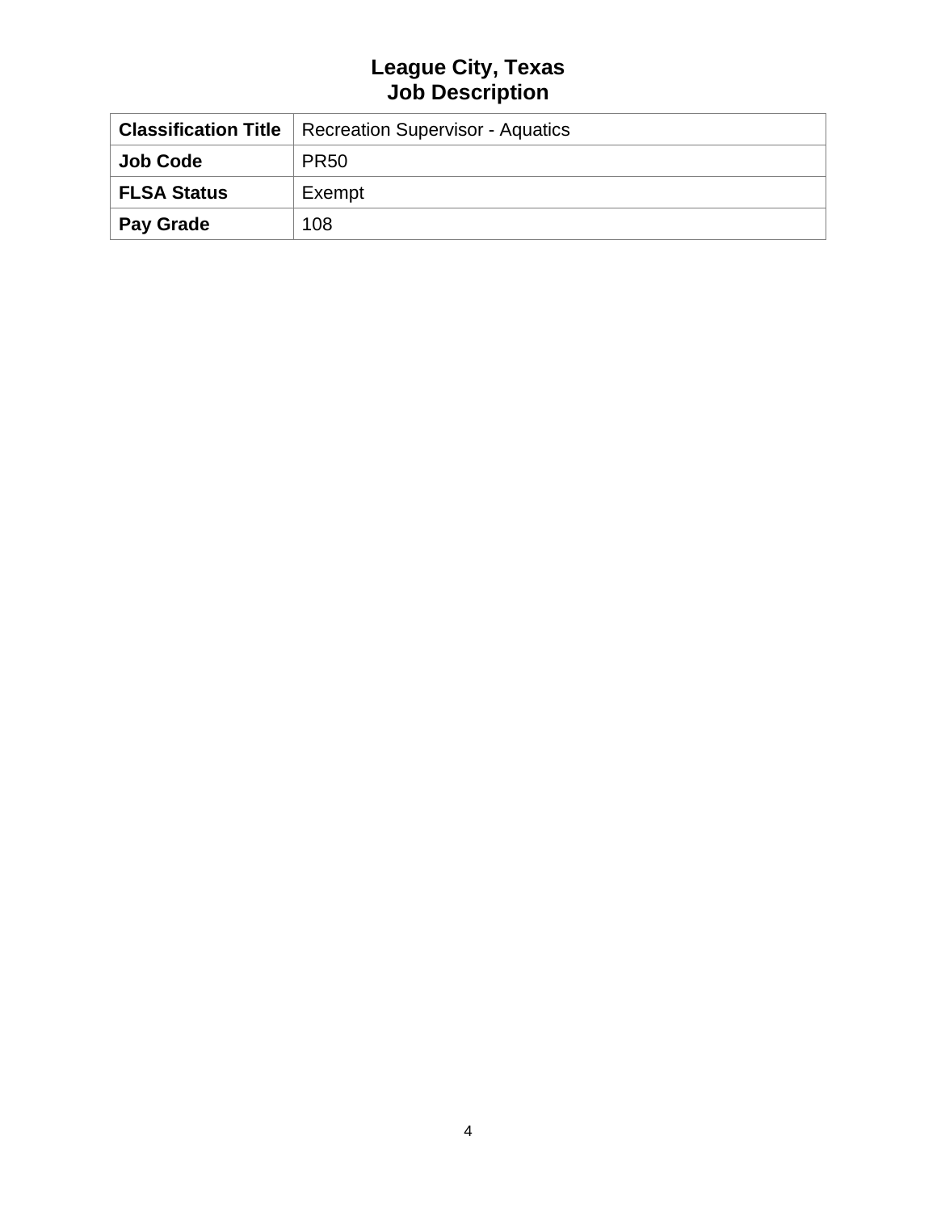# League City, Texas
# Job Description

| | |
|---|---|
| **Classification Title** | Recreation Supervisor - Aquatics |
| **Job Code** | PR50 |
| **FLSA Status** | Exempt |
| **Pay Grade** | 108 |